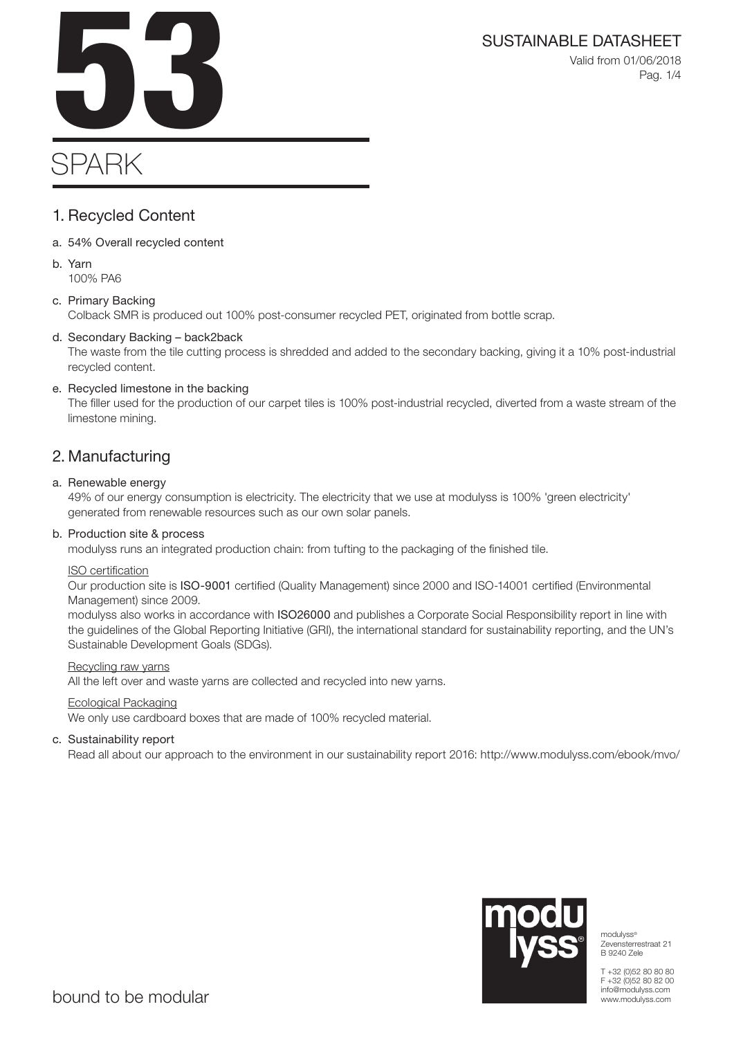# 53

# SPARK

SUSTAINABLE DATASHEET

Valid from 01/06/2018

## 1. Recycled Content

a. 54% Overall recycled content

b. Yarn
100% PA6

c. Primary Backing
Colback SMR is produced out 100% post-consumer recycled PET, originated from bottle scrap.

d. Secondary Backing – back2back
The waste from the tile cutting process is shredded and added to the secondary backing, giving it a 10% post-industrial recycled content.

e. Recycled limestone in the backing
The filler used for the production of our carpet tiles is 100% post-industrial recycled, diverted from a waste stream of the limestone mining.

## 2. Manufacturing

a. Renewable energy
49% of our energy consumption is electricity. The electricity that we use at modulyss is 100% 'green electricity' generated from renewable resources such as our own solar panels.

b. Production site & process
modulyss runs an integrated production chain: from tufting to the packaging of the finished tile.

ISO certification
Our production site is **ISO-9001** certified (Quality Management) since 2000 and ISO-14001 certified (Environmental Management) since 2009.
modulyss also works in accordance with **ISO26000** and publishes a Corporate Social Responsibility report in line with the guidelines of the Global Reporting Initiative (GRI), the international standard for sustainability reporting, and the UN's Sustainable Development Goals (SDGs).

Recycling raw yarns
All the left over and waste yarns are collected and recycled into new yarns.

Ecological Packaging
We only use cardboard boxes that are made of 100% recycled material.

c. Sustainability report
Read all about our approach to the environment in our sustainability report 2016: http://www.modulyss.com/ebook/mvo/

bound to be modular

modulyss®
Zevensterrestraat 21
B 9240 Zele

T +32 (0)52 80 80 80
F +32 (0)52 80 82 00
info@modulyss.com
www.modulyss.com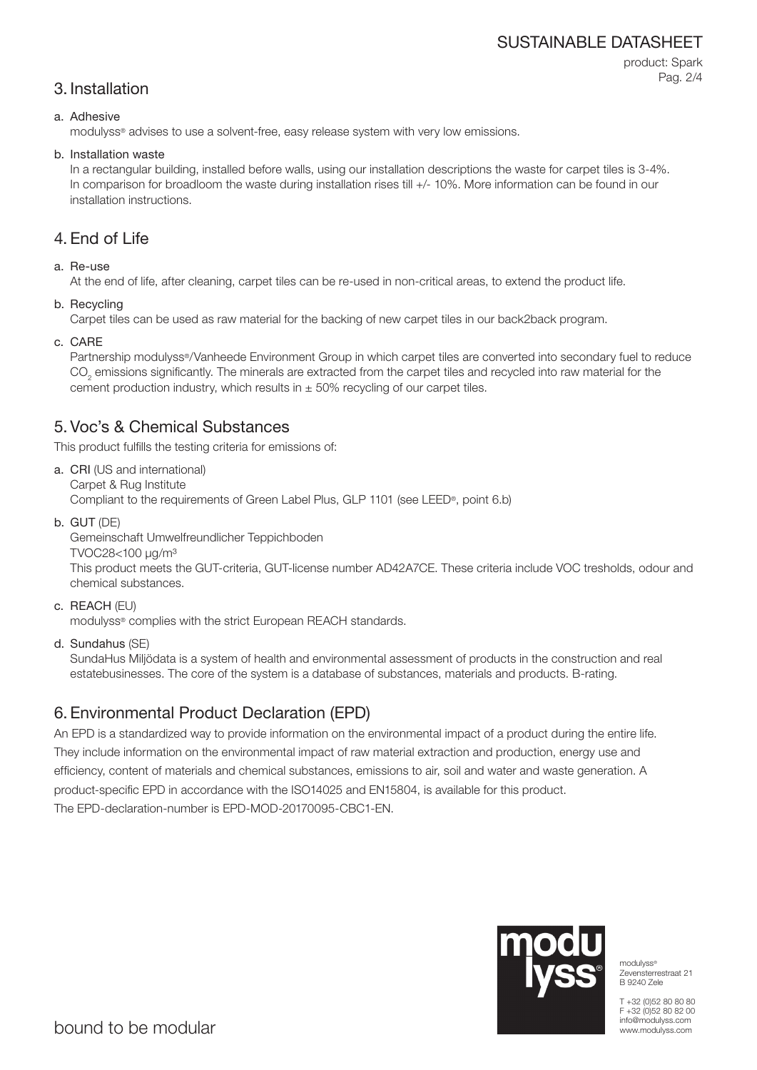## 3. Installation

a. Adhesive

modulyss® advises to use a solvent-free, easy release system with very low emissions.

b. Installation waste

In a rectangular building, installed before walls, using our installation descriptions the waste for carpet tiles is 3-4%. In comparison for broadloom the waste during installation rises till +/- 10%. More information can be found in our installation instructions.

## 4. End of Life

a. Re-use

At the end of life, after cleaning, carpet tiles can be re-used in non-critical areas, to extend the product life.

b. Recycling

Carpet tiles can be used as raw material for the backing of new carpet tiles in our back2back program.

c. CARE

Partnership modulyss®/Vanheede Environment Group in which carpet tiles are converted into secondary fuel to reduce $CO_2$ emissions significantly. The minerals are extracted from the carpet tiles and recycled into raw material for the cement production industry, which results in ± 50% recycling of our carpet tiles.

## 5. Voc's & Chemical Substances

This product fulfills the testing criteria for emissions of:

a. **CRI** (US and international)

Carpet & Rug Institute

Compliant to the requirements of Green Label Plus, GLP 1101 (see LEED®, point 6.b)

b. **GUT** (DE)

Gemeinschaft Umwelfreundlicher Teppichboden

TVOC28<100 μg/m³

This product meets the GUT-criteria, GUT-license number AD42A7CE. These criteria include VOC tresholds, odour and chemical substances.

c. **REACH** (EU)

modulyss® complies with the strict European REACH standards.

d. **Sundahus** (SE)

SundaHus Miljödata is a system of health and environmental assessment of products in the construction and real estatebusinesses. The core of the system is a database of substances, materials and products. B-rating.

## 6. Environmental Product Declaration (EPD)

An EPD is a standardized way to provide information on the environmental impact of a product during the entire life. They include information on the environmental impact of raw material extraction and production, energy use and efficiency, content of materials and chemical substances, emissions to air, soil and water and waste generation. A product-specific EPD in accordance with the ISO14025 and EN15804, is available for this product.

The EPD-declaration-number is EPD-MOD-20170095-CBC1-EN.

modulyss®
Zevensterrestraat 21
B 9240 Zele

T +32 (0)52 80 80 80
F +32 (0)52 80 82 00
info@modulyss.com
www.modulyss.com

bound to be modular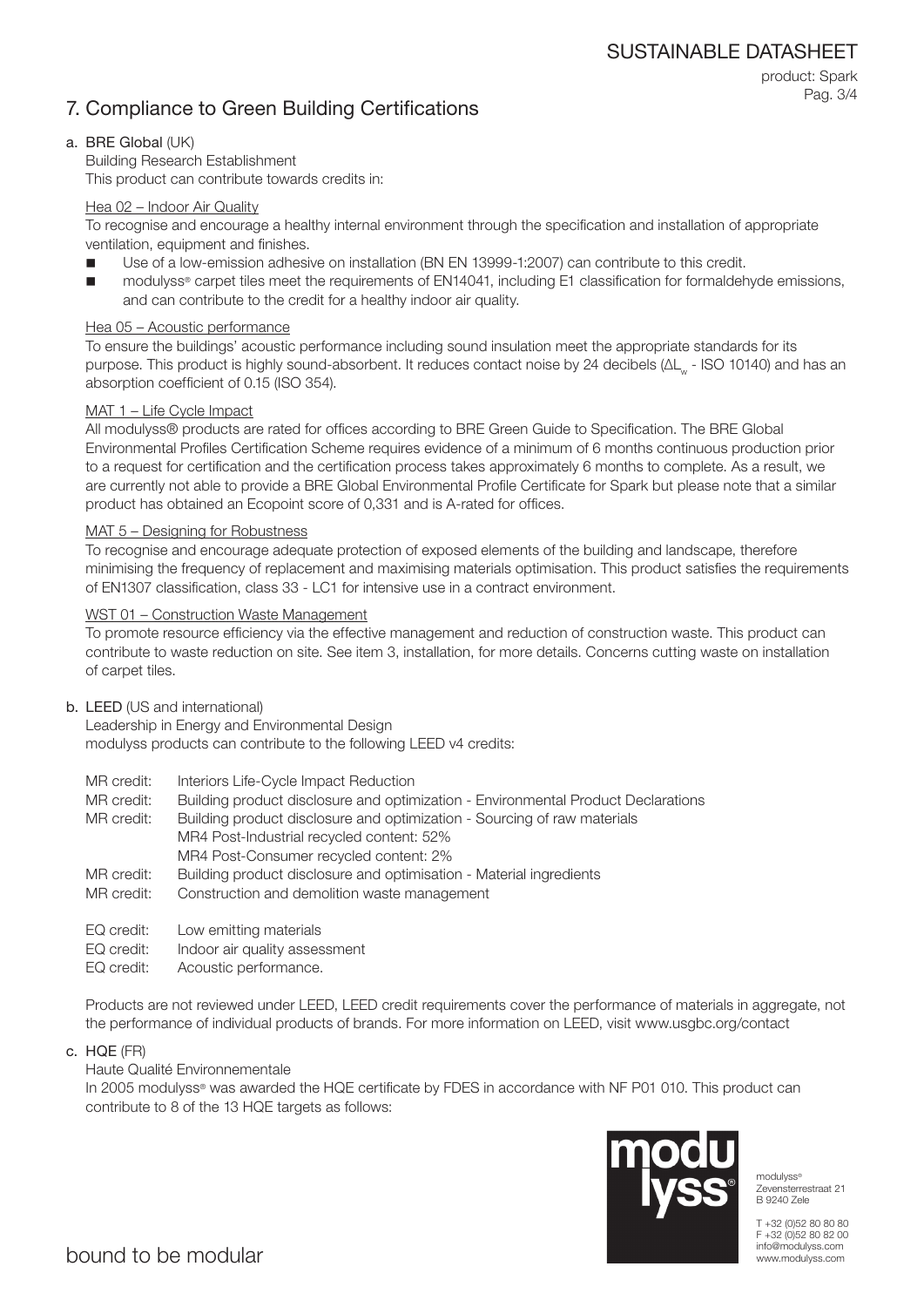## 7. Compliance to Green Building Certifications

### a. BRE Global (UK)

Building Research Establishment
This product can contribute towards credits in:

Hea 02 – Indoor Air Quality

To recognise and encourage a healthy internal environment through the specification and installation of appropriate ventilation, equipment and finishes.

- Use of a low-emission adhesive on installation (BN EN 13999-1:2007) can contribute to this credit.
- modulyss® carpet tiles meet the requirements of EN14041, including E1 classification for formaldehyde emissions, and can contribute to the credit for a healthy indoor air quality.

Hea 05 – Acoustic performance

To ensure the buildings' acoustic performance including sound insulation meet the appropriate standards for its purpose. This product is highly sound-absorbent. It reduces contact noise by 24 decibels ($\Delta L_w$ - ISO 10140) and has an absorption coefficient of 0.15 (ISO 354).

MAT 1 – Life Cycle Impact

All modulyss® products are rated for offices according to BRE Green Guide to Specification. The BRE Global Environmental Profiles Certification Scheme requires evidence of a minimum of 6 months continuous production prior to a request for certification and the certification process takes approximately 6 months to complete. As a result, we are currently not able to provide a BRE Global Environmental Profile Certificate for Spark but please note that a similar product has obtained an Ecopoint score of 0,331 and is A-rated for offices.

MAT 5 – Designing for Robustness

To recognise and encourage adequate protection of exposed elements of the building and landscape, therefore minimising the frequency of replacement and maximising materials optimisation. This product satisfies the requirements of EN1307 classification, class 33 - LC1 for intensive use in a contract environment.

WST 01 – Construction Waste Management

To promote resource efficiency via the effective management and reduction of construction waste. This product can contribute to waste reduction on site. See item 3, installation, for more details. Concerns cutting waste on installation of carpet tiles.

### b. LEED (US and international)

Leadership in Energy and Environmental Design
modulyss products can contribute to the following LEED v4 credits:

MR credit: Interiors Life-Cycle Impact Reduction
MR credit: Building product disclosure and optimization - Environmental Product Declarations
MR credit: Building product disclosure and optimization - Sourcing of raw materials
MR4 Post-Industrial recycled content: 52%
MR4 Post-Consumer recycled content: 2%
MR credit: Building product disclosure and optimisation - Material ingredients
MR credit: Construction and demolition waste management

EQ credit: Low emitting materials
EQ credit: Indoor air quality assessment
EQ credit: Acoustic performance.

Products are not reviewed under LEED, LEED credit requirements cover the performance of materials in aggregate, not the performance of individual products of brands. For more information on LEED, visit www.usgbc.org/contact

### c. HQE (FR)

Haute Qualité Environnementale
In 2005 modulyss® was awarded the HQE certificate by FDES in accordance with NF P01 010. This product can contribute to 8 of the 13 HQE targets as follows: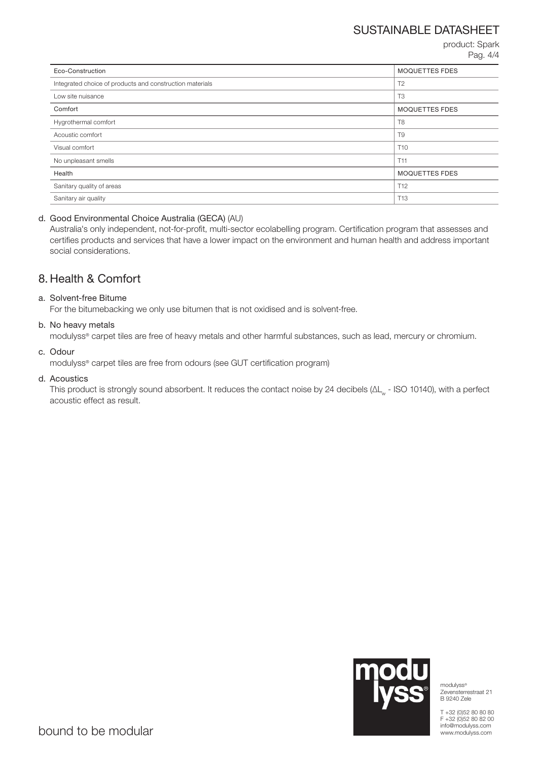| Eco-Construction | MOQUETTES FDES |
|---|---|
| Integrated choice of products and construction materials | T2 |
| Low site nuisance | T3 |
| **Comfort** | **MOQUETTES FDES** |
| Hygrothermal comfort | T8 |
| Acoustic comfort | T9 |
| Visual comfort | T10 |
| No unpleasant smells | T11 |
| **Health** | **MOQUETTES FDES** |
| Sanitary quality of areas | T12 |
| Sanitary air quality | T13 |

d. Good Environmental Choice Australia (GECA) (AU)
Australia's only independent, not-for-profit, multi-sector ecolabelling program. Certification program that assesses and certifies products and services that have a lower impact on the environment and human health and address important social considerations.

## 8. Health & Comfort

a. Solvent-free Bitume
For the bitumebacking we only use bitumen that is not oxidised and is solvent-free.

b. No heavy metals
modulyss® carpet tiles are free of heavy metals and other harmful substances, such as lead, mercury or chromium.

c. Odour
modulyss® carpet tiles are free from odours (see GUT certification program)

d. Acoustics
This product is strongly sound absorbent. It reduces the contact noise by 24 decibels ($\Delta L_w$ - ISO 10140), with a perfect acoustic effect as result.

modulyss®
Zevensterrestraat 21
B 9240 Zele

T +32 (0)52 80 80 80
F +32 (0)52 80 82 00
info@modulyss.com
www.modulyss.com

bound to be modular